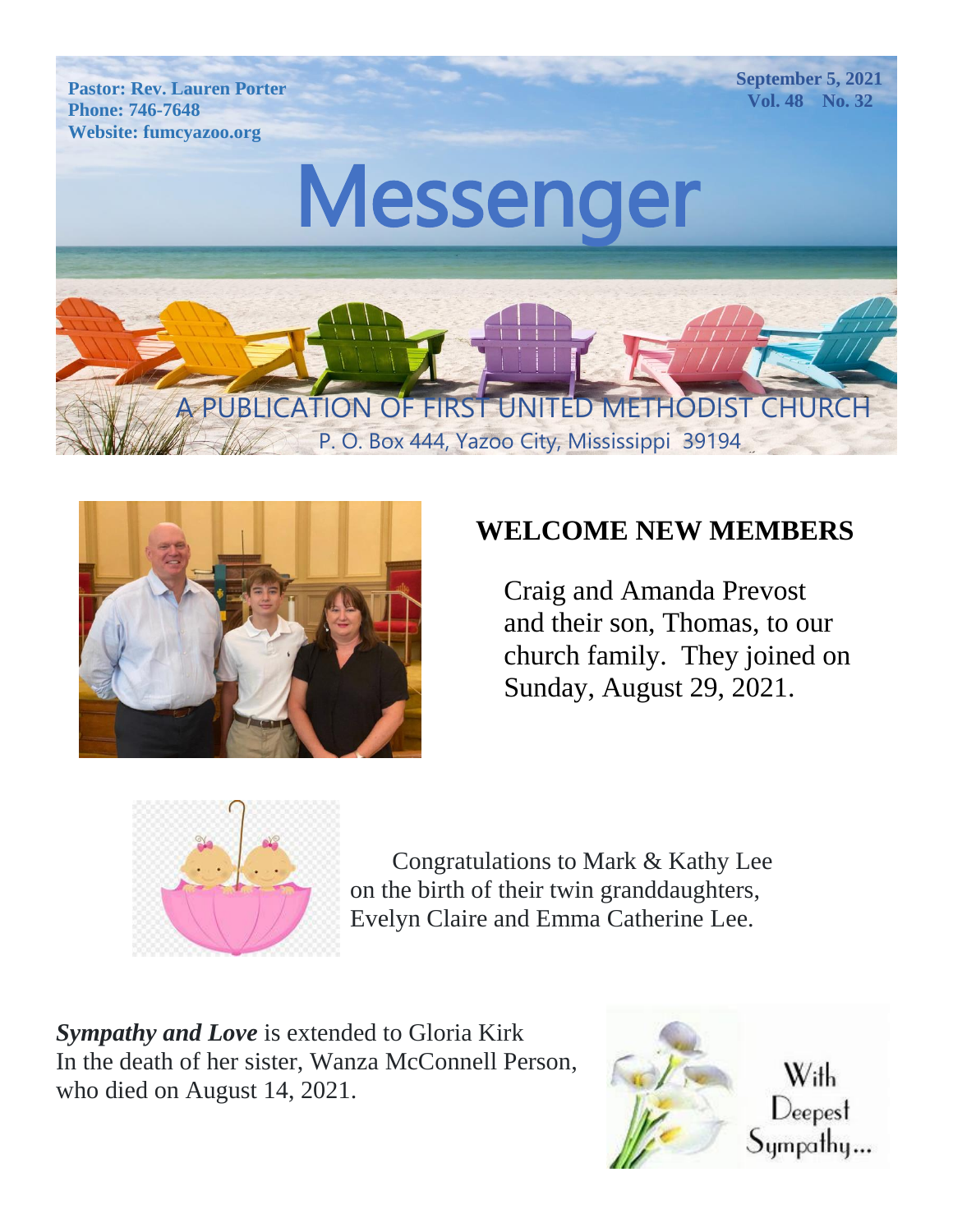Pastor: Rev. Lauren Porter
Phone: 746-7648
Website: fumcyazoo.org

September 5, 2021
Vol. 48 No. 32

# Messenger

A PUBLICATION OF FIRST UNITED METHODIST CHURCH
P. O. Box 444, Yazoo City, Mississippi 39194

## WELCOME NEW MEMBERS

Craig and Amanda Prevost and their son, Thomas, to our church family. They joined on Sunday, August 29, 2021.

Congratulations to Mark & Kathy Lee on the birth of their twin granddaughters, Evelyn Claire and Emma Catherine Lee.

***Sympathy and Love*** is extended to Gloria Kirk In the death of her sister, Wanza McConnell Person, who died on August 14, 2021.

With Deepest Sympathy...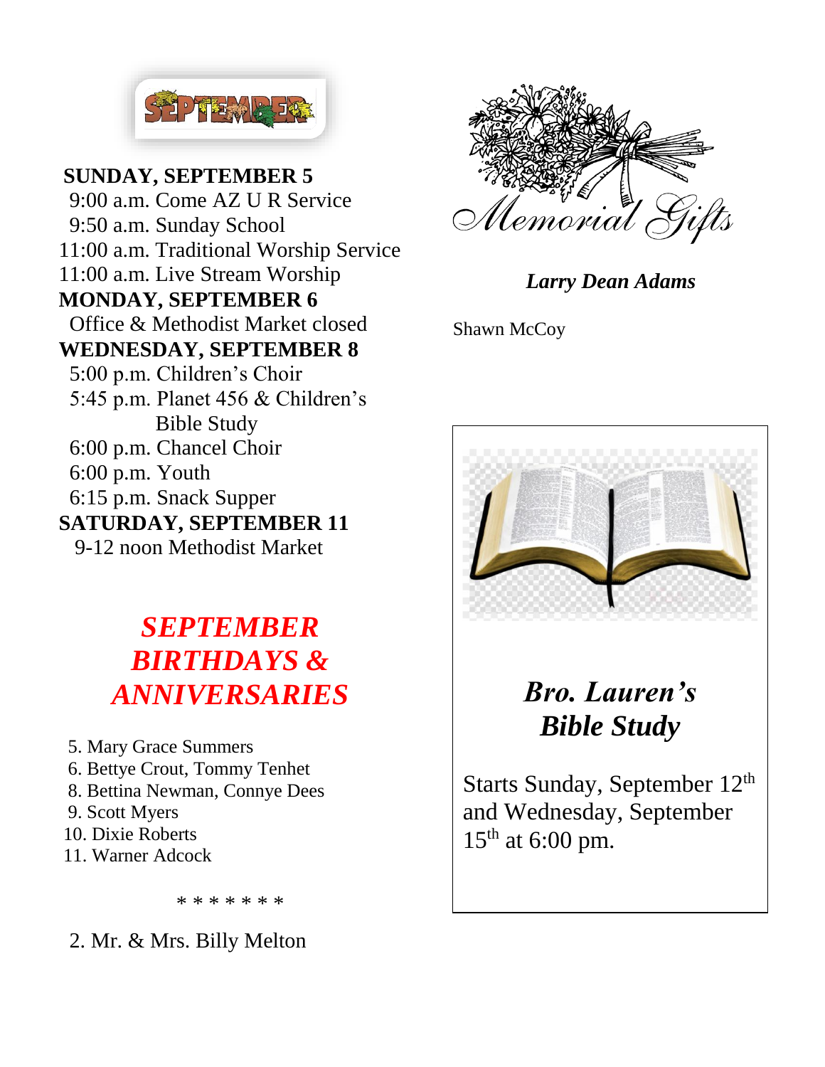SEPTEMBER

**SUNDAY, SEPTEMBER 5**

9:00 a.m. Come AZ U R Service
9:50 a.m. Sunday School
11:00 a.m. Traditional Worship Service
11:00 a.m. Live Stream Worship

**MONDAY, SEPTEMBER 6**

Office & Methodist Market closed

**WEDNESDAY, SEPTEMBER 8**

5:00 p.m. Children's Choir
5:45 p.m. Planet 456 & Children's Bible Study
6:00 p.m. Chancel Choir
6:00 p.m. Youth
6:15 p.m. Snack Supper

**SATURDAY, SEPTEMBER 11**

9-12 noon Methodist Market

## *SEPTEMBER BIRTHDAYS & ANNIVERSARIES*

5. Mary Grace Summers
6. Bettye Crout, Tommy Tenhet
8. Bettina Newman, Connye Dees
9. Scott Myers
10. Dixie Roberts
11. Warner Adcock

\* \* \* \* \* \* \*

2. Mr. & Mrs. Billy Melton

## *Memorial Gifts*

***Larry Dean Adams***

Shawn McCoy

## *Bro. Lauren's Bible Study*

Starts Sunday, September 12th and Wednesday, September 15th at 6:00 pm.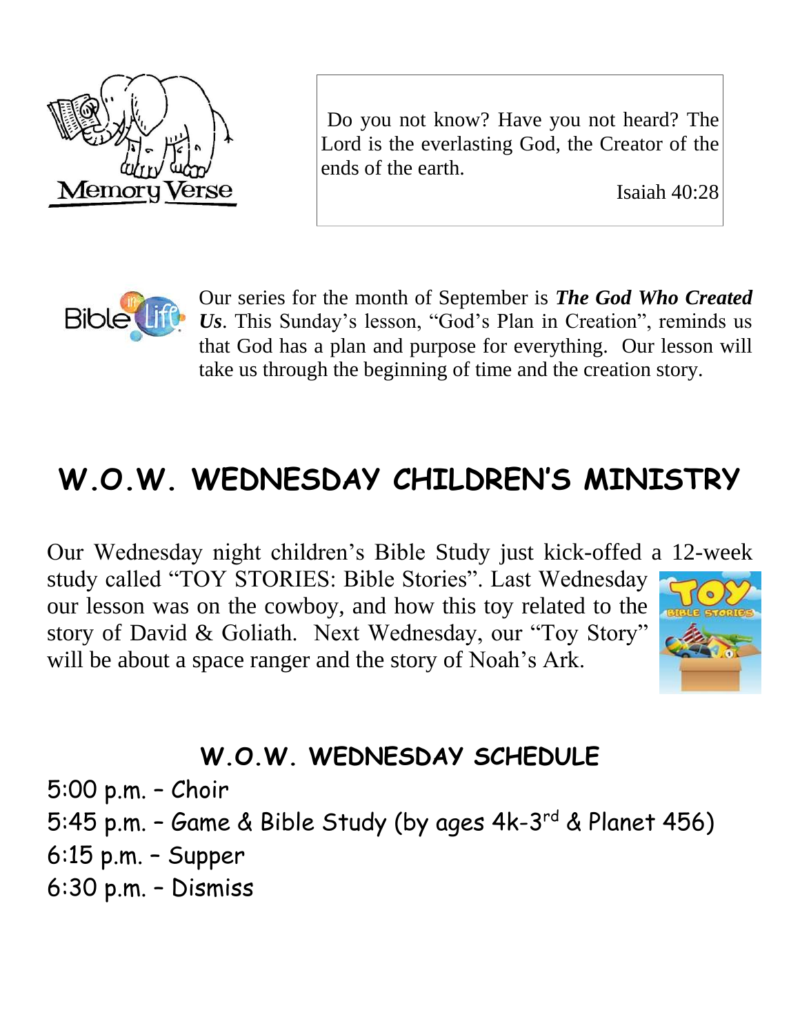Memory Verse

Do you not know? Have you not heard? The Lord is the everlasting God, the Creator of the ends of the earth.

Isaiah 40:28

Our series for the month of September is ***The God Who Created Us***. This Sunday's lesson, "God's Plan in Creation", reminds us that God has a plan and purpose for everything. Our lesson will take us through the beginning of time and the creation story.

# W.O.W. WEDNESDAY CHILDREN'S MINISTRY

Our Wednesday night children's Bible Study just kick-offed a 12-week study called "TOY STORIES: Bible Stories". Last Wednesday our lesson was on the cowboy, and how this toy related to the story of David & Goliath. Next Wednesday, our "Toy Story" will be about a space ranger and the story of Noah's Ark.

## W.O.W. WEDNESDAY SCHEDULE

5:00 p.m. – Choir
5:45 p.m. – Game & Bible Study (by ages 4k-3rd & Planet 456)
6:15 p.m. – Supper
6:30 p.m. – Dismiss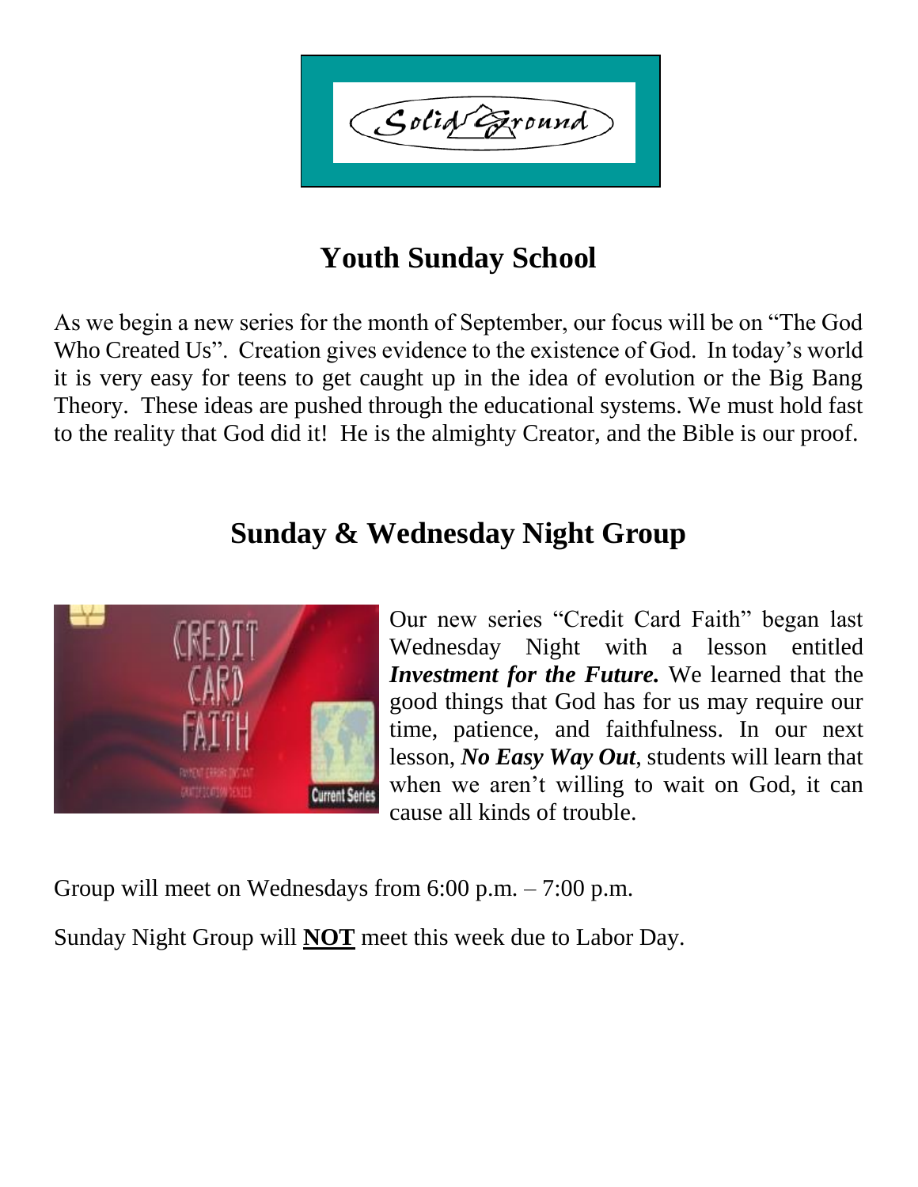Solid Ground

## Youth Sunday School

As we begin a new series for the month of September, our focus will be on "The God Who Created Us". Creation gives evidence to the existence of God. In today's world it is very easy for teens to get caught up in the idea of evolution or the Big Bang Theory. These ideas are pushed through the educational systems. We must hold fast to the reality that God did it! He is the almighty Creator, and the Bible is our proof.

## Sunday & Wednesday Night Group

Our new series "Credit Card Faith" began last Wednesday Night with a lesson entitled ***Investment for the Future.*** We learned that the good things that God has for us may require our time, patience, and faithfulness. In our next lesson, ***No Easy Way Out***, students will learn that when we aren't willing to wait on God, it can cause all kinds of trouble.

Group will meet on Wednesdays from 6:00 p.m. – 7:00 p.m.

Sunday Night Group will **NOT** meet this week due to Labor Day.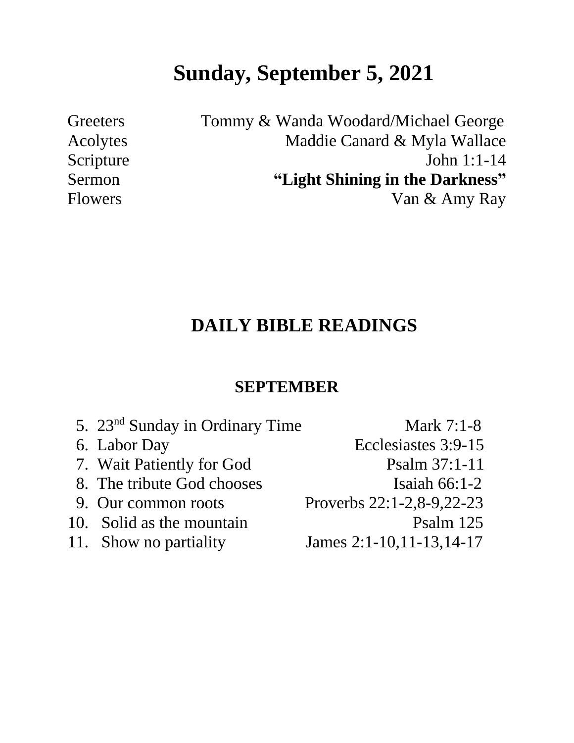# Sunday, September 5, 2021

| | |
|---|---|
| Greeters | Tommy & Wanda Woodard/Michael George |
| Acolytes | Maddie Canard & Myla Wallace |
| Scripture | John 1:1-14 |
| Sermon | **"Light Shining in the Darkness"** |
| Flowers | Van & Amy Ray |

## DAILY BIBLE READINGS

### SEPTEMBER

| | | |
|---|---|---|
| 5. | 23rd Sunday in Ordinary Time | Mark 7:1-8 |
| 6. | Labor Day | Ecclesiastes 3:9-15 |
| 7. | Wait Patiently for God | Psalm 37:1-11 |
| 8. | The tribute God chooses | Isaiah 66:1-2 |
| 9. | Our common roots | Proverbs 22:1-2,8-9,22-23 |
| 10. | Solid as the mountain | Psalm 125 |
| 11. | Show no partiality | James 2:1-10,11-13,14-17 |